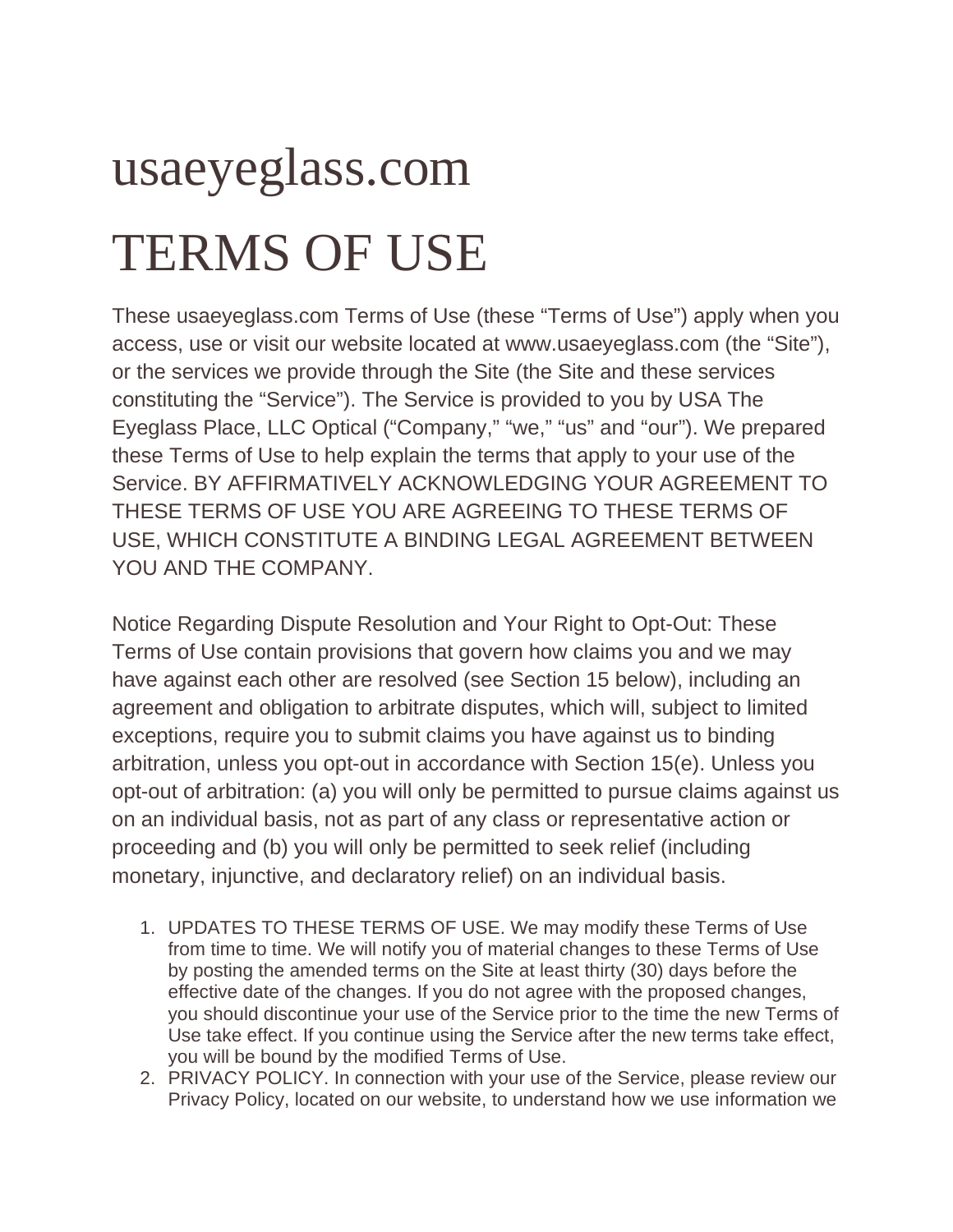# usaeyeglass.com

# TERMS OF USE

These usaeyeglass.com Terms of Use (these “Terms of Use”) apply when you access, use or visit our website located at www.usaeyeglass.com (the “Site”), or the services we provide through the Site (the Site and these services constituting the “Service”). The Service is provided to you by USA The Eyeglass Place, LLC Optical (“Company,” “we,” “us” and “our”). We prepared these Terms of Use to help explain the terms that apply to your use of the Service. BY AFFIRMATIVELY ACKNOWLEDGING YOUR AGREEMENT TO THESE TERMS OF USE YOU ARE AGREEING TO THESE TERMS OF USE, WHICH CONSTITUTE A BINDING LEGAL AGREEMENT BETWEEN YOU AND THE COMPANY.

Notice Regarding Dispute Resolution and Your Right to Opt-Out: These Terms of Use contain provisions that govern how claims you and we may have against each other are resolved (see Section 15 below), including an agreement and obligation to arbitrate disputes, which will, subject to limited exceptions, require you to submit claims you have against us to binding arbitration, unless you opt-out in accordance with Section 15(e). Unless you opt-out of arbitration: (a) you will only be permitted to pursue claims against us on an individual basis, not as part of any class or representative action or proceeding and (b) you will only be permitted to seek relief (including monetary, injunctive, and declaratory relief) on an individual basis.

1. UPDATES TO THESE TERMS OF USE. We may modify these Terms of Use from time to time. We will notify you of material changes to these Terms of Use by posting the amended terms on the Site at least thirty (30) days before the effective date of the changes. If you do not agree with the proposed changes, you should discontinue your use of the Service prior to the time the new Terms of Use take effect. If you continue using the Service after the new terms take effect, you will be bound by the modified Terms of Use.
2. PRIVACY POLICY. In connection with your use of the Service, please review our Privacy Policy, located on our website, to understand how we use information we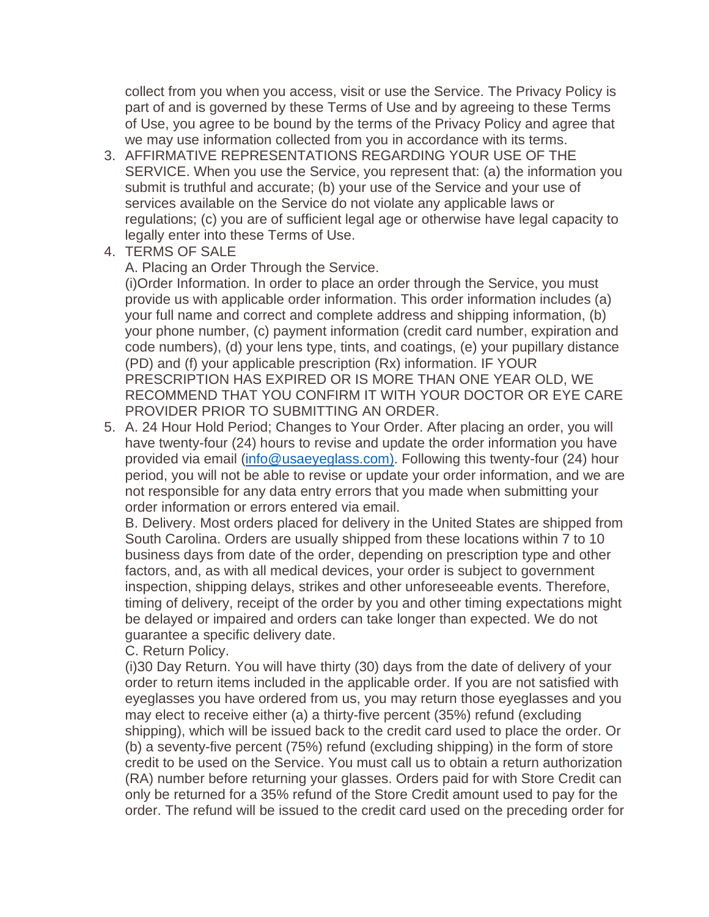collect from you when you access, visit or use the Service. The Privacy Policy is part of and is governed by these Terms of Use and by agreeing to these Terms of Use, you agree to be bound by the terms of the Privacy Policy and agree that we may use information collected from you in accordance with its terms.

3. AFFIRMATIVE REPRESENTATIONS REGARDING YOUR USE OF THE SERVICE. When you use the Service, you represent that: (a) the information you submit is truthful and accurate; (b) your use of the Service and your use of services available on the Service do not violate any applicable laws or regulations; (c) you are of sufficient legal age or otherwise have legal capacity to legally enter into these Terms of Use.
4. TERMS OF SALE
   A. Placing an Order Through the Service.
   (i)Order Information. In order to place an order through the Service, you must provide us with applicable order information. This order information includes (a) your full name and correct and complete address and shipping information, (b) your phone number, (c) payment information (credit card number, expiration and code numbers), (d) your lens type, tints, and coatings, (e) your pupillary distance (PD) and (f) your applicable prescription (Rx) information. IF YOUR PRESCRIPTION HAS EXPIRED OR IS MORE THAN ONE YEAR OLD, WE RECOMMEND THAT YOU CONFIRM IT WITH YOUR DOCTOR OR EYE CARE PROVIDER PRIOR TO SUBMITTING AN ORDER.
5. A. 24 Hour Hold Period; Changes to Your Order. After placing an order, you will have twenty-four (24) hours to revise and update the order information you have provided via email (info@usaeyeglass.com). Following this twenty-four (24) hour period, you will not be able to revise or update your order information, and we are not responsible for any data entry errors that you made when submitting your order information or errors entered via email.
   B. Delivery. Most orders placed for delivery in the United States are shipped from South Carolina. Orders are usually shipped from these locations within 7 to 10 business days from date of the order, depending on prescription type and other factors, and, as with all medical devices, your order is subject to government inspection, shipping delays, strikes and other unforeseeable events. Therefore, timing of delivery, receipt of the order by you and other timing expectations might be delayed or impaired and orders can take longer than expected. We do not guarantee a specific delivery date.
   C. Return Policy.
   (i)30 Day Return. You will have thirty (30) days from the date of delivery of your order to return items included in the applicable order. If you are not satisfied with eyeglasses you have ordered from us, you may return those eyeglasses and you may elect to receive either (a) a thirty-five percent (35%) refund (excluding shipping), which will be issued back to the credit card used to place the order. Or (b) a seventy-five percent (75%) refund (excluding shipping) in the form of store credit to be used on the Service. You must call us to obtain a return authorization (RA) number before returning your glasses. Orders paid for with Store Credit can only be returned for a 35% refund of the Store Credit amount used to pay for the order. The refund will be issued to the credit card used on the preceding order for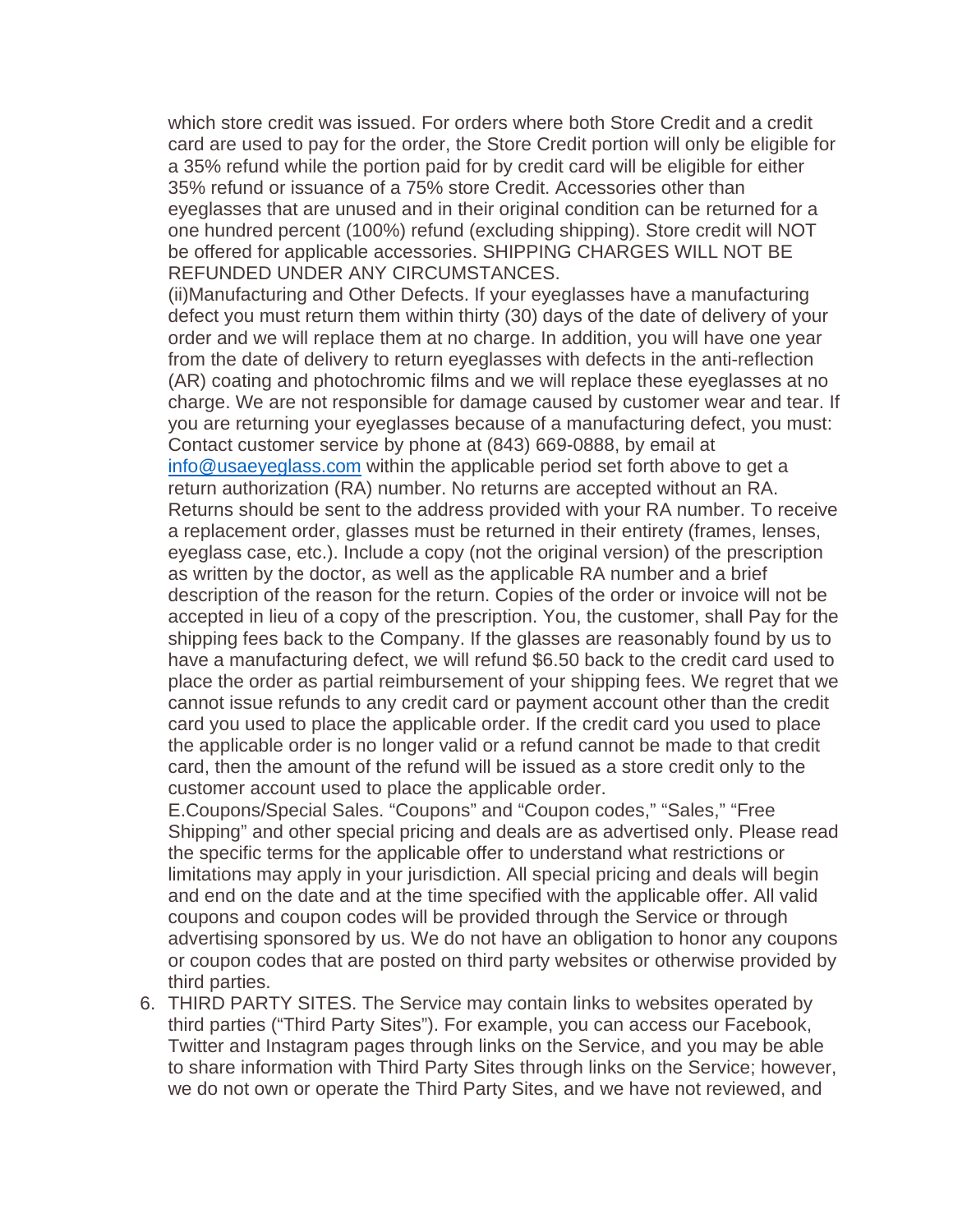which store credit was issued. For orders where both Store Credit and a credit card are used to pay for the order, the Store Credit portion will only be eligible for a 35% refund while the portion paid for by credit card will be eligible for either 35% refund or issuance of a 75% store Credit. Accessories other than eyeglasses that are unused and in their original condition can be returned for a one hundred percent (100%) refund (excluding shipping). Store credit will NOT be offered for applicable accessories. SHIPPING CHARGES WILL NOT BE REFUNDED UNDER ANY CIRCUMSTANCES.

(ii)Manufacturing and Other Defects. If your eyeglasses have a manufacturing defect you must return them within thirty (30) days of the date of delivery of your order and we will replace them at no charge. In addition, you will have one year from the date of delivery to return eyeglasses with defects in the anti-reflection (AR) coating and photochromic films and we will replace these eyeglasses at no charge. We are not responsible for damage caused by customer wear and tear. If you are returning your eyeglasses because of a manufacturing defect, you must: Contact customer service by phone at (843) 669-0888, by email at [info@usaeyeglass.com](mailto:info@usaeyeglass.com) within the applicable period set forth above to get a return authorization (RA) number. No returns are accepted without an RA. Returns should be sent to the address provided with your RA number. To receive a replacement order, glasses must be returned in their entirety (frames, lenses, eyeglass case, etc.). Include a copy (not the original version) of the prescription as written by the doctor, as well as the applicable RA number and a brief description of the reason for the return. Copies of the order or invoice will not be accepted in lieu of a copy of the prescription. You, the customer, shall Pay for the shipping fees back to the Company. If the glasses are reasonably found by us to have a manufacturing defect, we will refund $6.50 back to the credit card used to place the order as partial reimbursement of your shipping fees. We regret that we cannot issue refunds to any credit card or payment account other than the credit card you used to place the applicable order. If the credit card you used to place the applicable order is no longer valid or a refund cannot be made to that credit card, then the amount of the refund will be issued as a store credit only to the customer account used to place the applicable order.

E.Coupons/Special Sales. "Coupons" and "Coupon codes," "Sales," "Free Shipping" and other special pricing and deals are as advertised only. Please read the specific terms for the applicable offer to understand what restrictions or limitations may apply in your jurisdiction. All special pricing and deals will begin and end on the date and at the time specified with the applicable offer. All valid coupons and coupon codes will be provided through the Service or through advertising sponsored by us. We do not have an obligation to honor any coupons or coupon codes that are posted on third party websites or otherwise provided by third parties.

6. THIRD PARTY SITES. The Service may contain links to websites operated by third parties ("Third Party Sites"). For example, you can access our Facebook, Twitter and Instagram pages through links on the Service, and you may be able to share information with Third Party Sites through links on the Service; however, we do not own or operate the Third Party Sites, and we have not reviewed, and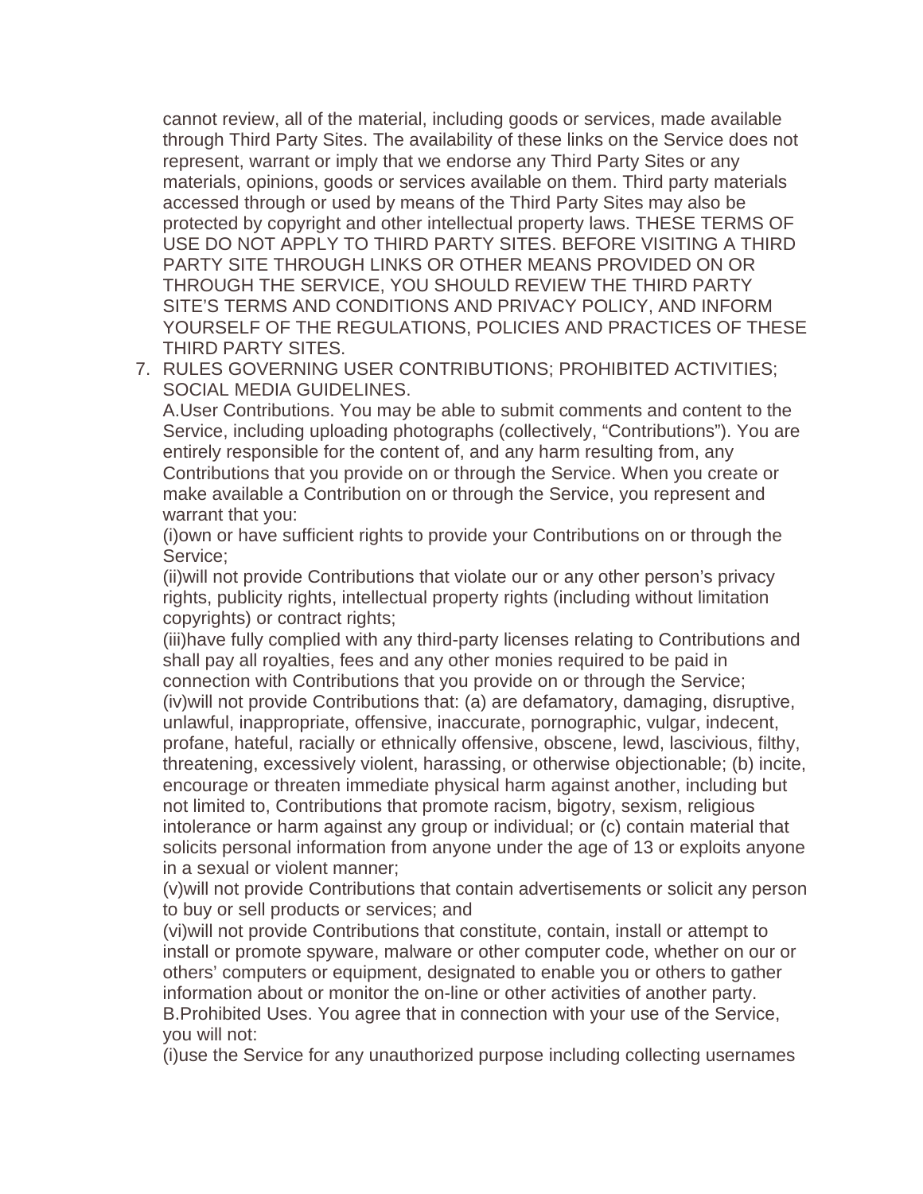cannot review, all of the material, including goods or services, made available through Third Party Sites. The availability of these links on the Service does not represent, warrant or imply that we endorse any Third Party Sites or any materials, opinions, goods or services available on them. Third party materials accessed through or used by means of the Third Party Sites may also be protected by copyright and other intellectual property laws. THESE TERMS OF USE DO NOT APPLY TO THIRD PARTY SITES. BEFORE VISITING A THIRD PARTY SITE THROUGH LINKS OR OTHER MEANS PROVIDED ON OR THROUGH THE SERVICE, YOU SHOULD REVIEW THE THIRD PARTY SITE'S TERMS AND CONDITIONS AND PRIVACY POLICY, AND INFORM YOURSELF OF THE REGULATIONS, POLICIES AND PRACTICES OF THESE THIRD PARTY SITES.

7. RULES GOVERNING USER CONTRIBUTIONS; PROHIBITED ACTIVITIES; SOCIAL MEDIA GUIDELINES.

   A.User Contributions. You may be able to submit comments and content to the Service, including uploading photographs (collectively, "Contributions"). You are entirely responsible for the content of, and any harm resulting from, any Contributions that you provide on or through the Service. When you create or make available a Contribution on or through the Service, you represent and warrant that you:

   (i)own or have sufficient rights to provide your Contributions on or through the Service;

   (ii)will not provide Contributions that violate our or any other person's privacy rights, publicity rights, intellectual property rights (including without limitation copyrights) or contract rights;

   (iii)have fully complied with any third-party licenses relating to Contributions and shall pay all royalties, fees and any other monies required to be paid in connection with Contributions that you provide on or through the Service;

   (iv)will not provide Contributions that: (a) are defamatory, damaging, disruptive, unlawful, inappropriate, offensive, inaccurate, pornographic, vulgar, indecent, profane, hateful, racially or ethnically offensive, obscene, lewd, lascivious, filthy, threatening, excessively violent, harassing, or otherwise objectionable; (b) incite, encourage or threaten immediate physical harm against another, including but not limited to, Contributions that promote racism, bigotry, sexism, religious intolerance or harm against any group or individual; or (c) contain material that solicits personal information from anyone under the age of 13 or exploits anyone in a sexual or violent manner;

   (v)will not provide Contributions that contain advertisements or solicit any person to buy or sell products or services; and

   (vi)will not provide Contributions that constitute, contain, install or attempt to install or promote spyware, malware or other computer code, whether on our or others' computers or equipment, designated to enable you or others to gather information about or monitor the on-line or other activities of another party.

   B.Prohibited Uses. You agree that in connection with your use of the Service, you will not:

   (i)use the Service for any unauthorized purpose including collecting usernames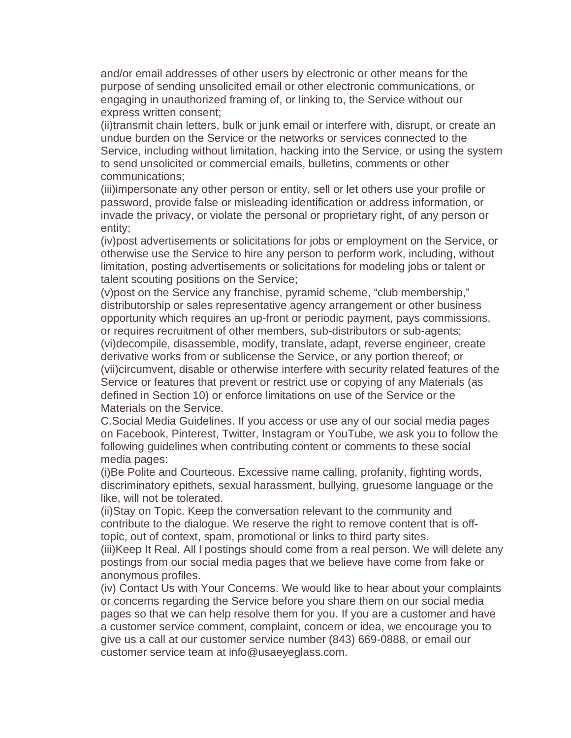and/or email addresses of other users by electronic or other means for the purpose of sending unsolicited email or other electronic communications, or engaging in unauthorized framing of, or linking to, the Service without our express written consent;

(ii)transmit chain letters, bulk or junk email or interfere with, disrupt, or create an undue burden on the Service or the networks or services connected to the Service, including without limitation, hacking into the Service, or using the system to send unsolicited or commercial emails, bulletins, comments or other communications;

(iii)impersonate any other person or entity, sell or let others use your profile or password, provide false or misleading identification or address information, or invade the privacy, or violate the personal or proprietary right, of any person or entity;

(iv)post advertisements or solicitations for jobs or employment on the Service, or otherwise use the Service to hire any person to perform work, including, without limitation, posting advertisements or solicitations for modeling jobs or talent or talent scouting positions on the Service;

(v)post on the Service any franchise, pyramid scheme, "club membership," distributorship or sales representative agency arrangement or other business opportunity which requires an up-front or periodic payment, pays commissions, or requires recruitment of other members, sub-distributors or sub-agents;

(vi)decompile, disassemble, modify, translate, adapt, reverse engineer, create derivative works from or sublicense the Service, or any portion thereof; or

(vii)circumvent, disable or otherwise interfere with security related features of the Service or features that prevent or restrict use or copying of any Materials (as defined in Section 10) or enforce limitations on use of the Service or the Materials on the Service.

C.Social Media Guidelines. If you access or use any of our social media pages on Facebook, Pinterest, Twitter, Instagram or YouTube, we ask you to follow the following guidelines when contributing content or comments to these social media pages:

(i)Be Polite and Courteous. Excessive name calling, profanity, fighting words, discriminatory epithets, sexual harassment, bullying, gruesome language or the like, will not be tolerated.

(ii)Stay on Topic. Keep the conversation relevant to the community and contribute to the dialogue. We reserve the right to remove content that is off-topic, out of context, spam, promotional or links to third party sites.

(iii)Keep It Real. All l postings should come from a real person. We will delete any postings from our social media pages that we believe have come from fake or anonymous profiles.

(iv) Contact Us with Your Concerns. We would like to hear about your complaints or concerns regarding the Service before you share them on our social media pages so that we can help resolve them for you. If you are a customer and have a customer service comment, complaint, concern or idea, we encourage you to give us a call at our customer service number (843) 669-0888, or email our customer service team at info@usaeyeglass.com.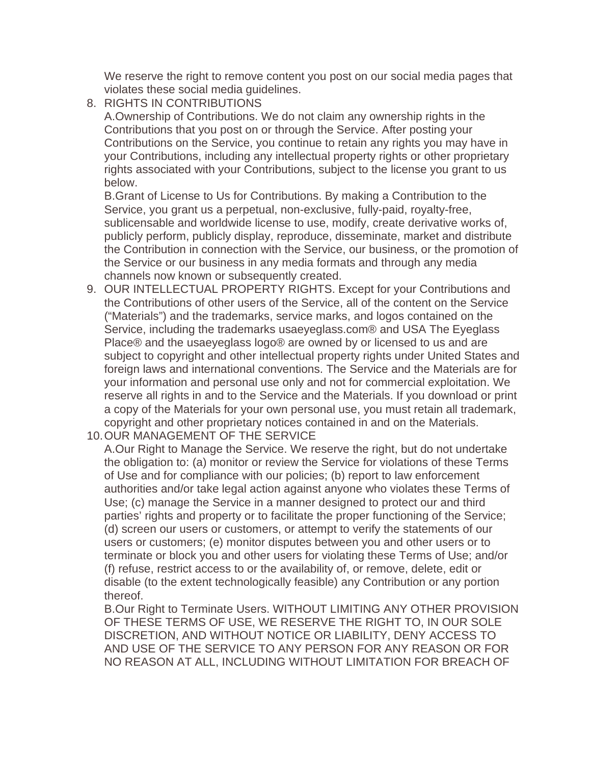We reserve the right to remove content you post on our social media pages that violates these social media guidelines.

8. RIGHTS IN CONTRIBUTIONS
   A.Ownership of Contributions. We do not claim any ownership rights in the Contributions that you post on or through the Service. After posting your Contributions on the Service, you continue to retain any rights you may have in your Contributions, including any intellectual property rights or other proprietary rights associated with your Contributions, subject to the license you grant to us below.
   B.Grant of License to Us for Contributions. By making a Contribution to the Service, you grant us a perpetual, non-exclusive, fully-paid, royalty-free, sublicensable and worldwide license to use, modify, create derivative works of, publicly perform, publicly display, reproduce, disseminate, market and distribute the Contribution in connection with the Service, our business, or the promotion of the Service or our business in any media formats and through any media channels now known or subsequently created.
9. OUR INTELLECTUAL PROPERTY RIGHTS. Except for your Contributions and the Contributions of other users of the Service, all of the content on the Service ("Materials") and the trademarks, service marks, and logos contained on the Service, including the trademarks usaeyeglass.com® and USA The Eyeglass Place® and the usaeyeglass logo® are owned by or licensed to us and are subject to copyright and other intellectual property rights under United States and foreign laws and international conventions. The Service and the Materials are for your information and personal use only and not for commercial exploitation. We reserve all rights in and to the Service and the Materials. If you download or print a copy of the Materials for your own personal use, you must retain all trademark, copyright and other proprietary notices contained in and on the Materials.
10. OUR MANAGEMENT OF THE SERVICE
    A.Our Right to Manage the Service. We reserve the right, but do not undertake the obligation to: (a) monitor or review the Service for violations of these Terms of Use and for compliance with our policies; (b) report to law enforcement authorities and/or take legal action against anyone who violates these Terms of Use; (c) manage the Service in a manner designed to protect our and third parties' rights and property or to facilitate the proper functioning of the Service; (d) screen our users or customers, or attempt to verify the statements of our users or customers; (e) monitor disputes between you and other users or to terminate or block you and other users for violating these Terms of Use; and/or (f) refuse, restrict access to or the availability of, or remove, delete, edit or disable (to the extent technologically feasible) any Contribution or any portion thereof.
    B.Our Right to Terminate Users. WITHOUT LIMITING ANY OTHER PROVISION OF THESE TERMS OF USE, WE RESERVE THE RIGHT TO, IN OUR SOLE DISCRETION, AND WITHOUT NOTICE OR LIABILITY, DENY ACCESS TO AND USE OF THE SERVICE TO ANY PERSON FOR ANY REASON OR FOR NO REASON AT ALL, INCLUDING WITHOUT LIMITATION FOR BREACH OF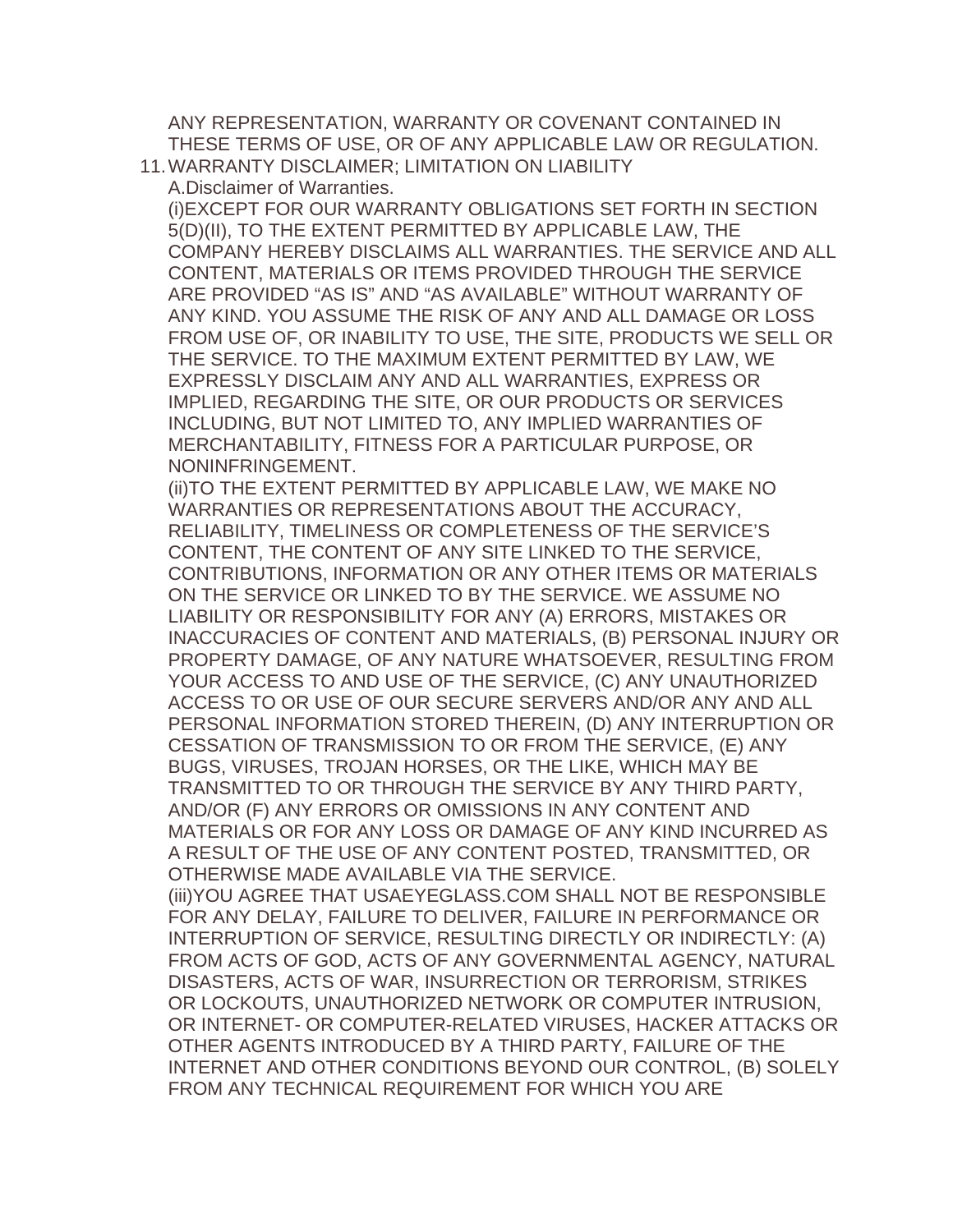ANY REPRESENTATION, WARRANTY OR COVENANT CONTAINED IN THESE TERMS OF USE, OR OF ANY APPLICABLE LAW OR REGULATION.

11. WARRANTY DISCLAIMER; LIMITATION ON LIABILITY

A.Disclaimer of Warranties.

(i)EXCEPT FOR OUR WARRANTY OBLIGATIONS SET FORTH IN SECTION 5(D)(II), TO THE EXTENT PERMITTED BY APPLICABLE LAW, THE COMPANY HEREBY DISCLAIMS ALL WARRANTIES. THE SERVICE AND ALL CONTENT, MATERIALS OR ITEMS PROVIDED THROUGH THE SERVICE ARE PROVIDED “AS IS” AND “AS AVAILABLE” WITHOUT WARRANTY OF ANY KIND. YOU ASSUME THE RISK OF ANY AND ALL DAMAGE OR LOSS FROM USE OF, OR INABILITY TO USE, THE SITE, PRODUCTS WE SELL OR THE SERVICE. TO THE MAXIMUM EXTENT PERMITTED BY LAW, WE EXPRESSLY DISCLAIM ANY AND ALL WARRANTIES, EXPRESS OR IMPLIED, REGARDING THE SITE, OR OUR PRODUCTS OR SERVICES INCLUDING, BUT NOT LIMITED TO, ANY IMPLIED WARRANTIES OF MERCHANTABILITY, FITNESS FOR A PARTICULAR PURPOSE, OR NONINFRINGEMENT.

(ii)TO THE EXTENT PERMITTED BY APPLICABLE LAW, WE MAKE NO WARRANTIES OR REPRESENTATIONS ABOUT THE ACCURACY, RELIABILITY, TIMELINESS OR COMPLETENESS OF THE SERVICE’S CONTENT, THE CONTENT OF ANY SITE LINKED TO THE SERVICE, CONTRIBUTIONS, INFORMATION OR ANY OTHER ITEMS OR MATERIALS ON THE SERVICE OR LINKED TO BY THE SERVICE. WE ASSUME NO LIABILITY OR RESPONSIBILITY FOR ANY (A) ERRORS, MISTAKES OR INACCURACIES OF CONTENT AND MATERIALS, (B) PERSONAL INJURY OR PROPERTY DAMAGE, OF ANY NATURE WHATSOEVER, RESULTING FROM YOUR ACCESS TO AND USE OF THE SERVICE, (C) ANY UNAUTHORIZED ACCESS TO OR USE OF OUR SECURE SERVERS AND/OR ANY AND ALL PERSONAL INFORMATION STORED THEREIN, (D) ANY INTERRUPTION OR CESSATION OF TRANSMISSION TO OR FROM THE SERVICE, (E) ANY BUGS, VIRUSES, TROJAN HORSES, OR THE LIKE, WHICH MAY BE TRANSMITTED TO OR THROUGH THE SERVICE BY ANY THIRD PARTY, AND/OR (F) ANY ERRORS OR OMISSIONS IN ANY CONTENT AND MATERIALS OR FOR ANY LOSS OR DAMAGE OF ANY KIND INCURRED AS A RESULT OF THE USE OF ANY CONTENT POSTED, TRANSMITTED, OR OTHERWISE MADE AVAILABLE VIA THE SERVICE.

(iii)YOU AGREE THAT USAEYEGLASS.COM SHALL NOT BE RESPONSIBLE FOR ANY DELAY, FAILURE TO DELIVER, FAILURE IN PERFORMANCE OR INTERRUPTION OF SERVICE, RESULTING DIRECTLY OR INDIRECTLY: (A) FROM ACTS OF GOD, ACTS OF ANY GOVERNMENTAL AGENCY, NATURAL DISASTERS, ACTS OF WAR, INSURRECTION OR TERRORISM, STRIKES OR LOCKOUTS, UNAUTHORIZED NETWORK OR COMPUTER INTRUSION, OR INTERNET- OR COMPUTER-RELATED VIRUSES, HACKER ATTACKS OR OTHER AGENTS INTRODUCED BY A THIRD PARTY, FAILURE OF THE INTERNET AND OTHER CONDITIONS BEYOND OUR CONTROL, (B) SOLELY FROM ANY TECHNICAL REQUIREMENT FOR WHICH YOU ARE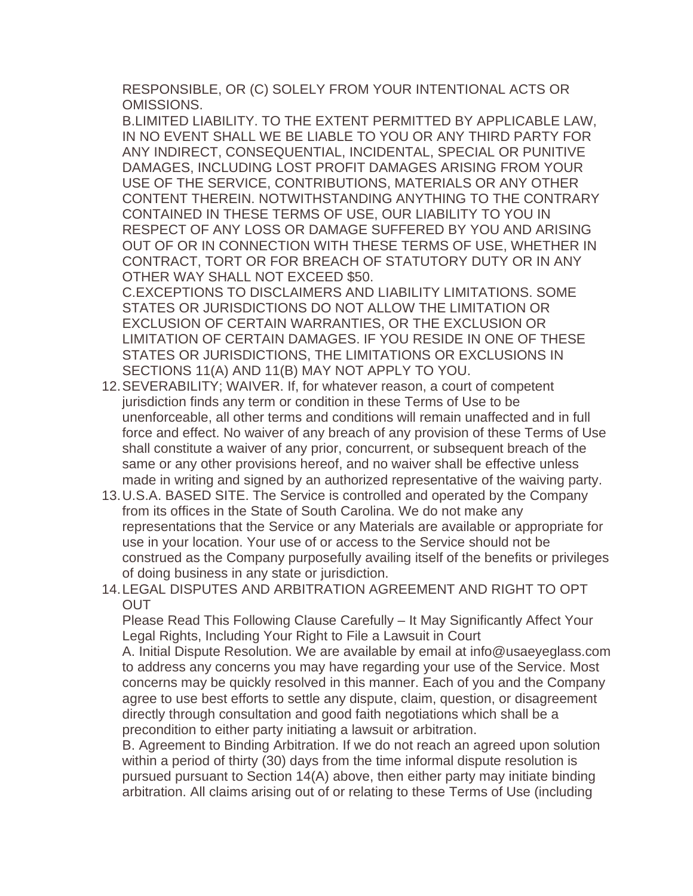RESPONSIBLE, OR (C) SOLELY FROM YOUR INTENTIONAL ACTS OR OMISSIONS.

B.LIMITED LIABILITY. TO THE EXTENT PERMITTED BY APPLICABLE LAW, IN NO EVENT SHALL WE BE LIABLE TO YOU OR ANY THIRD PARTY FOR ANY INDIRECT, CONSEQUENTIAL, INCIDENTAL, SPECIAL OR PUNITIVE DAMAGES, INCLUDING LOST PROFIT DAMAGES ARISING FROM YOUR USE OF THE SERVICE, CONTRIBUTIONS, MATERIALS OR ANY OTHER CONTENT THEREIN. NOTWITHSTANDING ANYTHING TO THE CONTRARY CONTAINED IN THESE TERMS OF USE, OUR LIABILITY TO YOU IN RESPECT OF ANY LOSS OR DAMAGE SUFFERED BY YOU AND ARISING OUT OF OR IN CONNECTION WITH THESE TERMS OF USE, WHETHER IN CONTRACT, TORT OR FOR BREACH OF STATUTORY DUTY OR IN ANY OTHER WAY SHALL NOT EXCEED $50.

C.EXCEPTIONS TO DISCLAIMERS AND LIABILITY LIMITATIONS. SOME STATES OR JURISDICTIONS DO NOT ALLOW THE LIMITATION OR EXCLUSION OF CERTAIN WARRANTIES, OR THE EXCLUSION OR LIMITATION OF CERTAIN DAMAGES. IF YOU RESIDE IN ONE OF THESE STATES OR JURISDICTIONS, THE LIMITATIONS OR EXCLUSIONS IN SECTIONS 11(A) AND 11(B) MAY NOT APPLY TO YOU.

12. SEVERABILITY; WAIVER. If, for whatever reason, a court of competent jurisdiction finds any term or condition in these Terms of Use to be unenforceable, all other terms and conditions will remain unaffected and in full force and effect. No waiver of any breach of any provision of these Terms of Use shall constitute a waiver of any prior, concurrent, or subsequent breach of the same or any other provisions hereof, and no waiver shall be effective unless made in writing and signed by an authorized representative of the waiving party.
13. U.S.A. BASED SITE. The Service is controlled and operated by the Company from its offices in the State of South Carolina. We do not make any representations that the Service or any Materials are available or appropriate for use in your location. Your use of or access to the Service should not be construed as the Company purposefully availing itself of the benefits or privileges of doing business in any state or jurisdiction.
14. LEGAL DISPUTES AND ARBITRATION AGREEMENT AND RIGHT TO OPT OUT

    Please Read This Following Clause Carefully – It May Significantly Affect Your Legal Rights, Including Your Right to File a Lawsuit in Court

    A. Initial Dispute Resolution. We are available by email at info@usaeyeglass.com to address any concerns you may have regarding your use of the Service. Most concerns may be quickly resolved in this manner. Each of you and the Company agree to use best efforts to settle any dispute, claim, question, or disagreement directly through consultation and good faith negotiations which shall be a precondition to either party initiating a lawsuit or arbitration.

    B. Agreement to Binding Arbitration. If we do not reach an agreed upon solution within a period of thirty (30) days from the time informal dispute resolution is pursued pursuant to Section 14(A) above, then either party may initiate binding arbitration. All claims arising out of or relating to these Terms of Use (including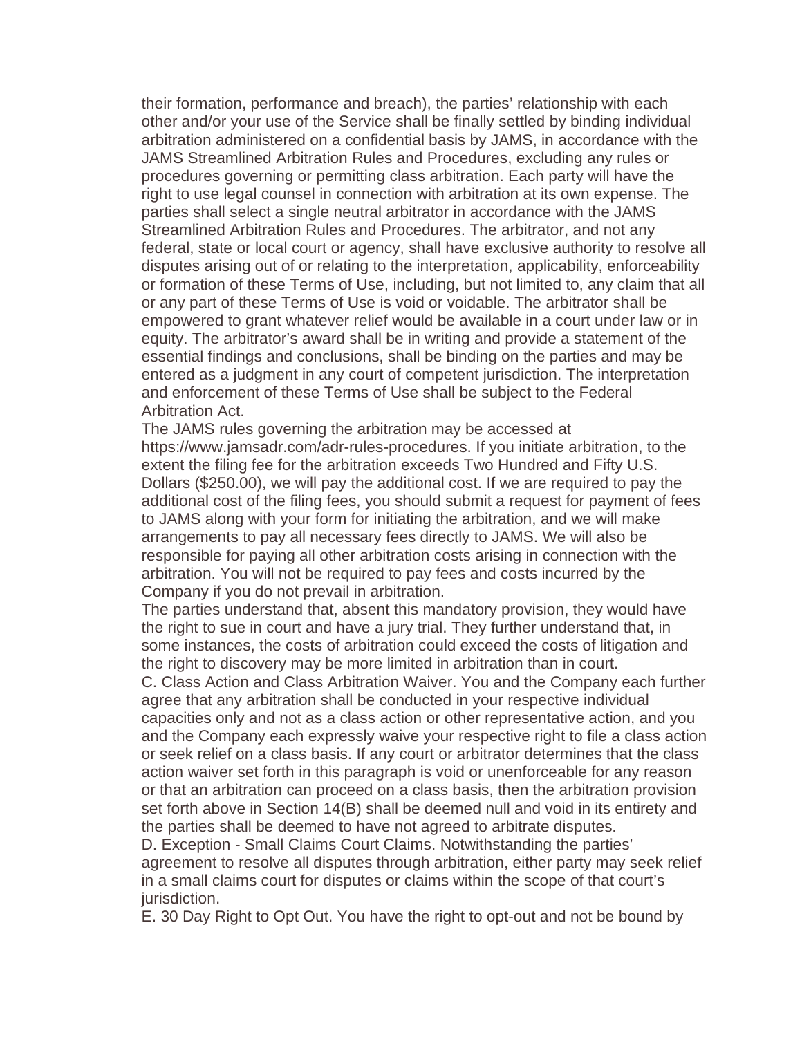their formation, performance and breach), the parties' relationship with each other and/or your use of the Service shall be finally settled by binding individual arbitration administered on a confidential basis by JAMS, in accordance with the JAMS Streamlined Arbitration Rules and Procedures, excluding any rules or procedures governing or permitting class arbitration. Each party will have the right to use legal counsel in connection with arbitration at its own expense. The parties shall select a single neutral arbitrator in accordance with the JAMS Streamlined Arbitration Rules and Procedures. The arbitrator, and not any federal, state or local court or agency, shall have exclusive authority to resolve all disputes arising out of or relating to the interpretation, applicability, enforceability or formation of these Terms of Use, including, but not limited to, any claim that all or any part of these Terms of Use is void or voidable. The arbitrator shall be empowered to grant whatever relief would be available in a court under law or in equity. The arbitrator's award shall be in writing and provide a statement of the essential findings and conclusions, shall be binding on the parties and may be entered as a judgment in any court of competent jurisdiction. The interpretation and enforcement of these Terms of Use shall be subject to the Federal Arbitration Act.

The JAMS rules governing the arbitration may be accessed at https://www.jamsadr.com/adr-rules-procedures. If you initiate arbitration, to the extent the filing fee for the arbitration exceeds Two Hundred and Fifty U.S. Dollars ($250.00), we will pay the additional cost. If we are required to pay the additional cost of the filing fees, you should submit a request for payment of fees to JAMS along with your form for initiating the arbitration, and we will make arrangements to pay all necessary fees directly to JAMS. We will also be responsible for paying all other arbitration costs arising in connection with the arbitration. You will not be required to pay fees and costs incurred by the Company if you do not prevail in arbitration.

The parties understand that, absent this mandatory provision, they would have the right to sue in court and have a jury trial. They further understand that, in some instances, the costs of arbitration could exceed the costs of litigation and the right to discovery may be more limited in arbitration than in court.

C. Class Action and Class Arbitration Waiver. You and the Company each further agree that any arbitration shall be conducted in your respective individual capacities only and not as a class action or other representative action, and you and the Company each expressly waive your respective right to file a class action or seek relief on a class basis. If any court or arbitrator determines that the class action waiver set forth in this paragraph is void or unenforceable for any reason or that an arbitration can proceed on a class basis, then the arbitration provision set forth above in Section 14(B) shall be deemed null and void in its entirety and the parties shall be deemed to have not agreed to arbitrate disputes.

D. Exception - Small Claims Court Claims. Notwithstanding the parties' agreement to resolve all disputes through arbitration, either party may seek relief in a small claims court for disputes or claims within the scope of that court's jurisdiction.

E. 30 Day Right to Opt Out. You have the right to opt-out and not be bound by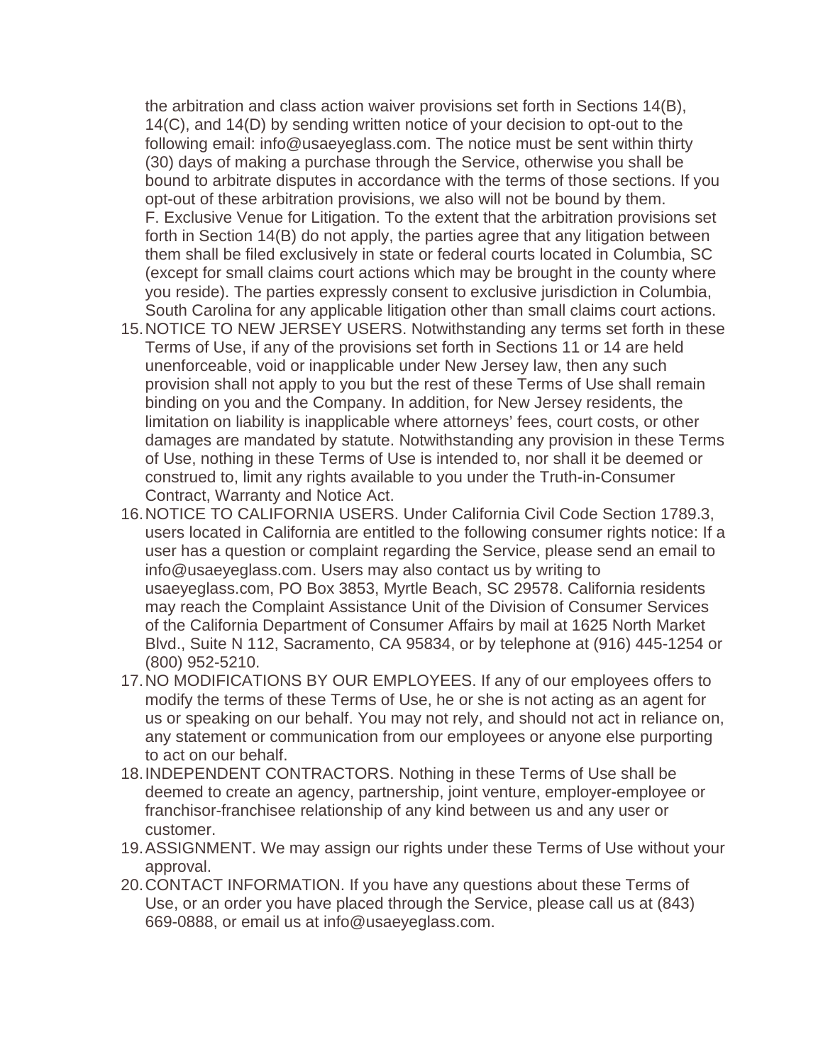the arbitration and class action waiver provisions set forth in Sections 14(B), 14(C), and 14(D) by sending written notice of your decision to opt-out to the following email: info@usaeyeglass.com. The notice must be sent within thirty (30) days of making a purchase through the Service, otherwise you shall be bound to arbitrate disputes in accordance with the terms of those sections. If you opt-out of these arbitration provisions, we also will not be bound by them.
F. Exclusive Venue for Litigation. To the extent that the arbitration provisions set forth in Section 14(B) do not apply, the parties agree that any litigation between them shall be filed exclusively in state or federal courts located in Columbia, SC (except for small claims court actions which may be brought in the county where you reside). The parties expressly consent to exclusive jurisdiction in Columbia, South Carolina for any applicable litigation other than small claims court actions.

15. NOTICE TO NEW JERSEY USERS. Notwithstanding any terms set forth in these Terms of Use, if any of the provisions set forth in Sections 11 or 14 are held unenforceable, void or inapplicable under New Jersey law, then any such provision shall not apply to you but the rest of these Terms of Use shall remain binding on you and the Company. In addition, for New Jersey residents, the limitation on liability is inapplicable where attorneys' fees, court costs, or other damages are mandated by statute. Notwithstanding any provision in these Terms of Use, nothing in these Terms of Use is intended to, nor shall it be deemed or construed to, limit any rights available to you under the Truth-in-Consumer Contract, Warranty and Notice Act.
16. NOTICE TO CALIFORNIA USERS. Under California Civil Code Section 1789.3, users located in California are entitled to the following consumer rights notice: If a user has a question or complaint regarding the Service, please send an email to info@usaeyeglass.com. Users may also contact us by writing to usaeyeglass.com, PO Box 3853, Myrtle Beach, SC 29578. California residents may reach the Complaint Assistance Unit of the Division of Consumer Services of the California Department of Consumer Affairs by mail at 1625 North Market Blvd., Suite N 112, Sacramento, CA 95834, or by telephone at (916) 445-1254 or (800) 952-5210.
17. NO MODIFICATIONS BY OUR EMPLOYEES. If any of our employees offers to modify the terms of these Terms of Use, he or she is not acting as an agent for us or speaking on our behalf. You may not rely, and should not act in reliance on, any statement or communication from our employees or anyone else purporting to act on our behalf.
18. INDEPENDENT CONTRACTORS. Nothing in these Terms of Use shall be deemed to create an agency, partnership, joint venture, employer-employee or franchisor-franchisee relationship of any kind between us and any user or customer.
19. ASSIGNMENT. We may assign our rights under these Terms of Use without your approval.
20. CONTACT INFORMATION. If you have any questions about these Terms of Use, or an order you have placed through the Service, please call us at (843) 669-0888, or email us at info@usaeyeglass.com.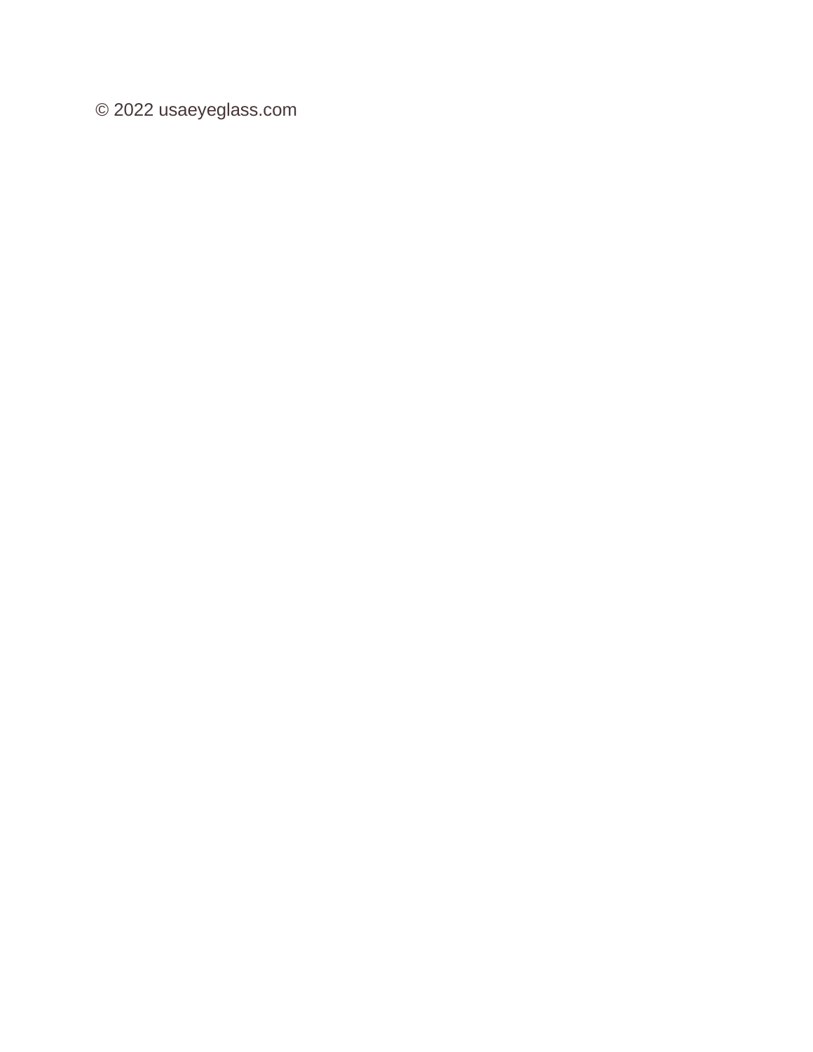© 2022 usaeyeglass.com